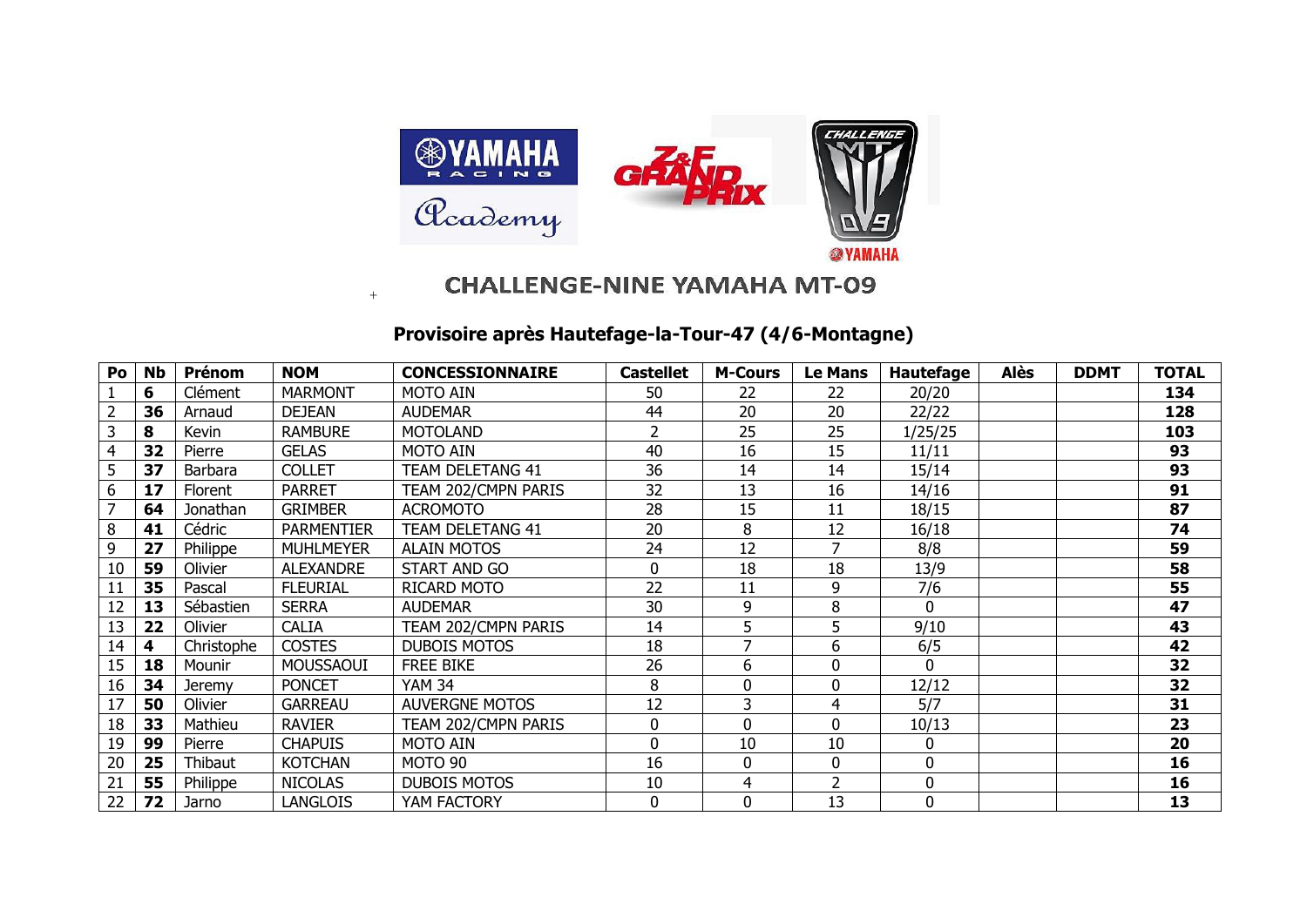# CHALLENGE-NINE YAMAHA MT-09

## Provisoire après Hautefage-la-Tour-47 (4/6-Montagne)

| Po | Nb | Prénom | NOM | CONCESSIONNAIRE | Castellet | M-Cours | Le Mans | Hautefage | Alès | DDMT | TOTAL |
|---|---|---|---|---|---|---|---|---|---|---|---|
| 1 | **6** | Clément | MARMONT | MOTO AIN | 50 | 22 | 22 | 20/20 | | | **134** |
| 2 | **36** | Arnaud | DEJEAN | AUDEMAR | 44 | 20 | 20 | 22/22 | | | **128** |
| 3 | **8** | Kevin | RAMBURE | MOTOLAND | 2 | 25 | 25 | 1/25/25 | | | **103** |
| 4 | **32** | Pierre | GELAS | MOTO AIN | 40 | 16 | 15 | 11/11 | | | **93** |
| 5 | **37** | Barbara | COLLET | TEAM DELETANG 41 | 36 | 14 | 14 | 15/14 | | | **93** |
| 6 | **17** | Florent | PARRET | TEAM 202/CMPN PARIS | 32 | 13 | 16 | 14/16 | | | **91** |
| 7 | **64** | Jonathan | GRIMBER | ACROMOTO | 28 | 15 | 11 | 18/15 | | | **87** |
| 8 | **41** | Cédric | PARMENTIER | TEAM DELETANG 41 | 20 | 8 | 12 | 16/18 | | | **74** |
| 9 | **27** | Philippe | MUHLMEYER | ALAIN MOTOS | 24 | 12 | 7 | 8/8 | | | **59** |
| 10 | **59** | Olivier | ALEXANDRE | START AND GO | 0 | 18 | 18 | 13/9 | | | **58** |
| 11 | **35** | Pascal | FLEURIAL | RICARD MOTO | 22 | 11 | 9 | 7/6 | | | **55** |
| 12 | **13** | Sébastien | SERRA | AUDEMAR | 30 | 9 | 8 | 0 | | | **47** |
| 13 | **22** | Olivier | CALIA | TEAM 202/CMPN PARIS | 14 | 5 | 5 | 9/10 | | | **43** |
| 14 | **4** | Christophe | COSTES | DUBOIS MOTOS | 18 | 7 | 6 | 6/5 | | | **42** |
| 15 | **18** | Mounir | MOUSSAOUI | FREE BIKE | 26 | 6 | 0 | 0 | | | **32** |
| 16 | **34** | Jeremy | PONCET | YAM 34 | 8 | 0 | 0 | 12/12 | | | **32** |
| 17 | **50** | Olivier | GARREAU | AUVERGNE MOTOS | 12 | 3 | 4 | 5/7 | | | **31** |
| 18 | **33** | Mathieu | RAVIER | TEAM 202/CMPN PARIS | 0 | 0 | 0 | 10/13 | | | **23** |
| 19 | **99** | Pierre | CHAPUIS | MOTO AIN | 0 | 10 | 10 | 0 | | | **20** |
| 20 | **25** | Thibaut | KOTCHAN | MOTO 90 | 16 | 0 | 0 | 0 | | | **16** |
| 21 | **55** | Philippe | NICOLAS | DUBOIS MOTOS | 10 | 4 | 2 | 0 | | | **16** |
| 22 | **72** | Jarno | LANGLOIS | YAM FACTORY | 0 | 0 | 13 | 0 | | | **13** |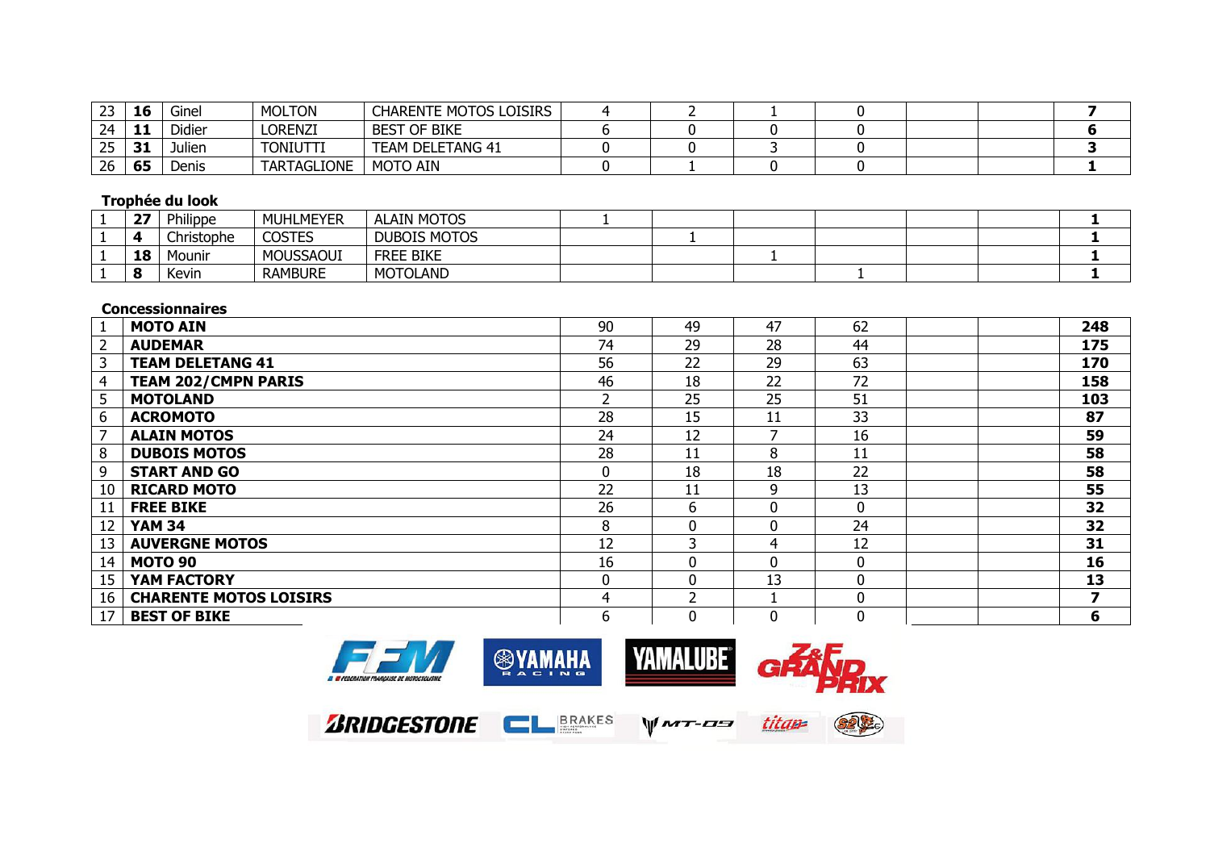| | | | | | | | | | | | |
|---|---|---|---|---|---|---|---|---|---|---|---|
| 23 | **16** | Ginel | MOLTON | CHARENTE MOTOS LOISIRS | 4 | 2 | 1 | 0 | | | **7** |
| 24 | **11** | Didier | LORENZI | BEST OF BIKE | 6 | 0 | 0 | 0 | | | **6** |
| 25 | **31** | Julien | TONIUTTI | TEAM DELETANG 41 | 0 | 0 | 3 | 0 | | | **3** |
| 26 | **65** | Denis | TARTAGLIONE | MOTO AIN | 0 | 1 | 0 | 0 | | | **1** |

**Trophée du look**

| | | | | | | | | | | | |
|---|---|---|---|---|---|---|---|---|---|---|---|
| 1 | **27** | Philippe | MUHLMEYER | ALAIN MOTOS | 1 | | | | | | **1** |
| 1 | **4** | Christophe | COSTES | DUBOIS MOTOS | | 1 | | | | | **1** |
| 1 | **18** | Mounir | MOUSSAOUI | FREE BIKE | | | 1 | | | | **1** |
| 1 | **8** | Kevin | RAMBURE | MOTOLAND | | | | 1 | | | **1** |

**Concessionnaires**

| | | | | | | | | |
|---|---|---|---|---|---|---|---|---|
| 1 | **MOTO AIN** | 90 | 49 | 47 | 62 | | | **248** |
| 2 | **AUDEMAR** | 74 | 29 | 28 | 44 | | | **175** |
| 3 | **TEAM DELETANG 41** | 56 | 22 | 29 | 63 | | | **170** |
| 4 | **TEAM 202/CMPN PARIS** | 46 | 18 | 22 | 72 | | | **158** |
| 5 | **MOTOLAND** | 2 | 25 | 25 | 51 | | | **103** |
| 6 | **ACROMOTO** | 28 | 15 | 11 | 33 | | | **87** |
| 7 | **ALAIN MOTOS** | 24 | 12 | 7 | 16 | | | **59** |
| 8 | **DUBOIS MOTOS** | 28 | 11 | 8 | 11 | | | **58** |
| 9 | **START AND GO** | 0 | 18 | 18 | 22 | | | **58** |
| 10 | **RICARD MOTO** | 22 | 11 | 9 | 13 | | | **55** |
| 11 | **FREE BIKE** | 26 | 6 | 0 | 0 | | | **32** |
| 12 | **YAM 34** | 8 | 0 | 0 | 24 | | | **32** |
| 13 | **AUVERGNE MOTOS** | 12 | 3 | 4 | 12 | | | **31** |
| 14 | **MOTO 90** | 16 | 0 | 0 | 0 | | | **16** |
| 15 | **YAM FACTORY** | 0 | 0 | 13 | 0 | | | **13** |
| 16 | **CHARENTE MOTOS LOISIRS** | 4 | 2 | 1 | 0 | | | **7** |
| 17 | **BEST OF BIKE** | 6 | 0 | 0 | 0 | | | **6** |